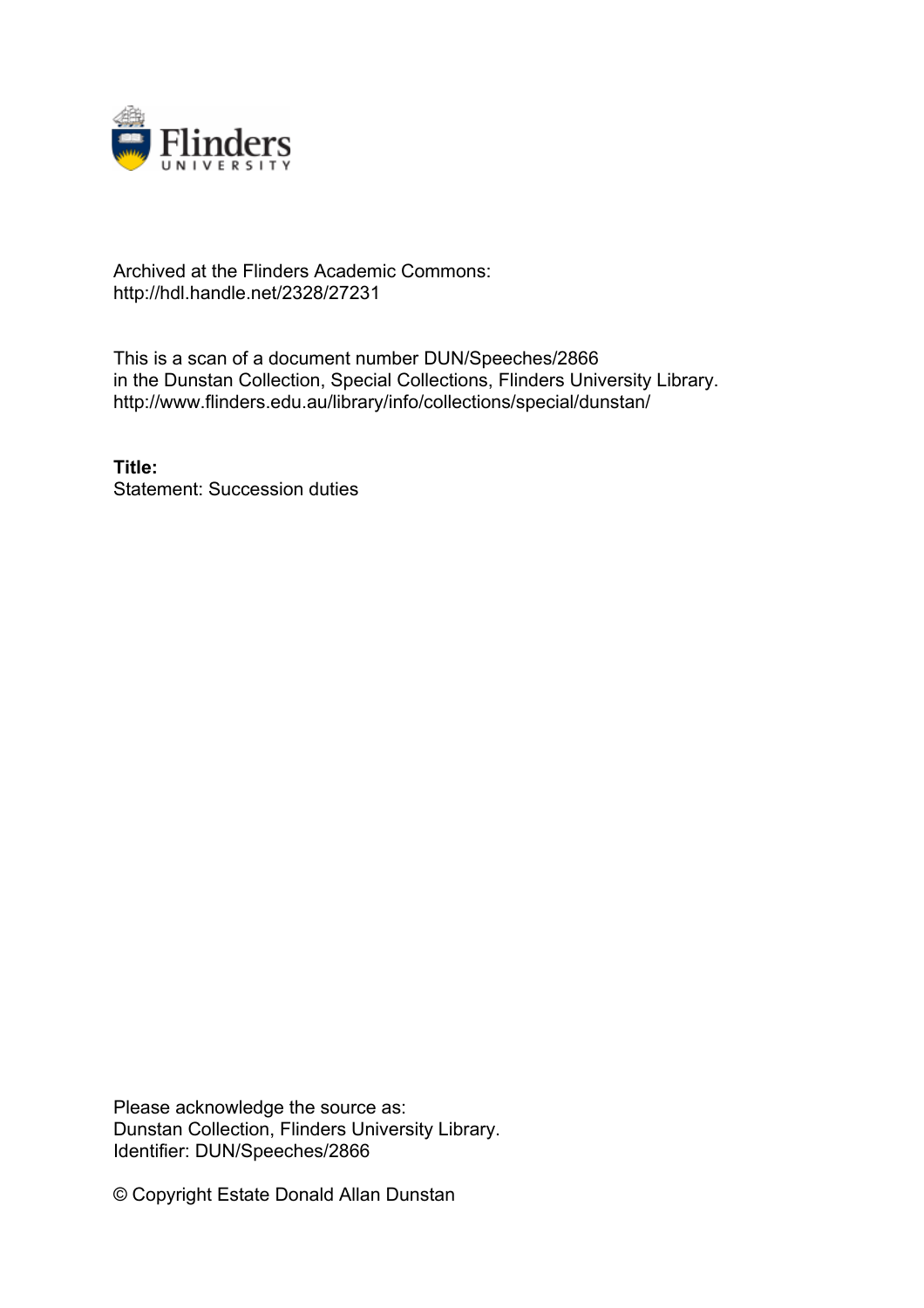Archived at the Flinders Academic Commons:
http://hdl.handle.net/2328/27231

This is a scan of a document number DUN/Speeches/2866
in the Dunstan Collection, Special Collections, Flinders University Library.
http://www.flinders.edu.au/library/info/collections/special/dunstan/

**Title:**
Statement: Succession duties

Please acknowledge the source as:
Dunstan Collection, Flinders University Library.
Identifier: DUN/Speeches/2866

© Copyright Estate Donald Allan Dunstan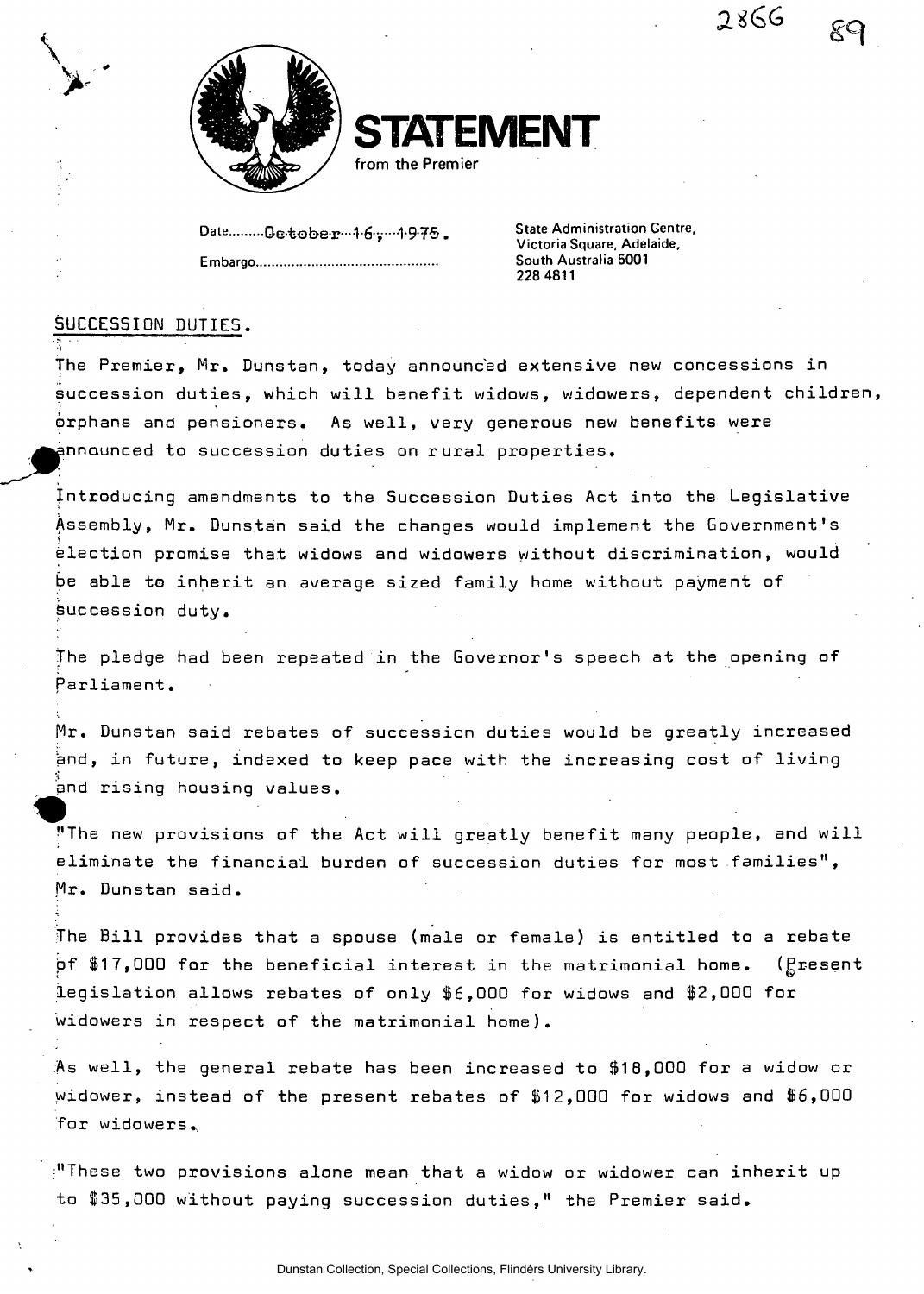# STATEMENT

from the Premier

Date.........October 16, 1975.

Embargo.............................................

State Administration Centre,
Victoria Square, Adelaide,
South Australia 5001
228 4811

## SUCCESSION DUTIES.

The Premier, Mr. Dunstan, today announced extensive new concessions in succession duties, which will benefit widows, widowers, dependent children, orphans and pensioners. As well, very generous new benefits were announced to succession duties on rural properties.

Introducing amendments to the Succession Duties Act into the Legislative Assembly, Mr. Dunstan said the changes would implement the Government's election promise that widows and widowers without discrimination, would be able to inherit an average sized family home without payment of succession duty.

The pledge had been repeated in the Governor's speech at the opening of Parliament.

Mr. Dunstan said rebates of succession duties would be greatly increased and, in future, indexed to keep pace with the increasing cost of living and rising housing values.

"The new provisions of the Act will greatly benefit many people, and will eliminate the financial burden of succession duties for most families", Mr. Dunstan said.

The Bill provides that a spouse (male or female) is entitled to a rebate of $17,000 for the beneficial interest in the matrimonial home. (Present legislation allows rebates of only $6,000 for widows and $2,000 for widowers in respect of the matrimonial home).

As well, the general rebate has been increased to $18,000 for a widow or widower, instead of the present rebates of $12,000 for widows and $6,000 for widowers.

"These two provisions alone mean that a widow or widower can inherit up to $35,000 without paying succession duties," the Premier said.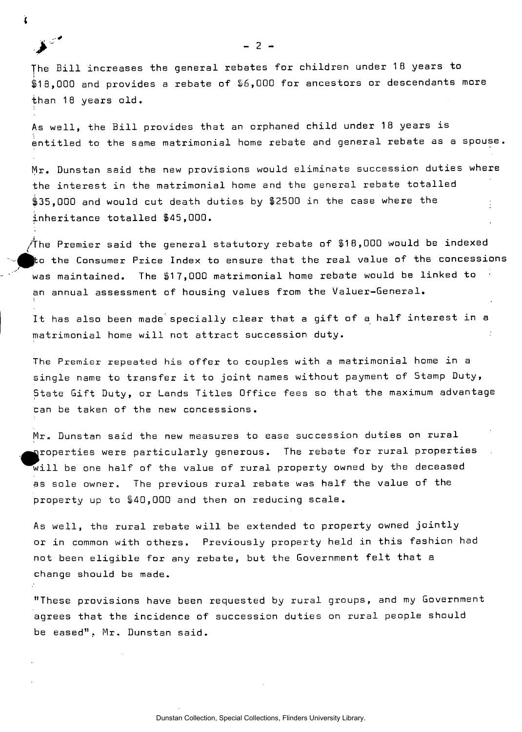The Bill increases the general rebates for children under 18 years to $18,000 and provides a rebate of $6,000 for ancestors or descendants more than 18 years old.

As well, the Bill provides that an orphaned child under 18 years is entitled to the same matrimonial home rebate and general rebate as a spouse.

Mr. Dunstan said the new provisions would eliminate succession duties where the interest in the matrimonial home and the general rebate totalled $35,000 and would cut death duties by $2500 in the case where the inheritance totalled $45,000.

The Premier said the general statutory rebate of $18,000 would be indexed to the Consumer Price Index to ensure that the real value of the concessions was maintained. The $17,000 matrimonial home rebate would be linked to an annual assessment of housing values from the Valuer-General.

It has also been made specially clear that a gift of a half interest in a matrimonial home will not attract succession duty.

The Premier repeated his offer to couples with a matrimonial home in a single name to transfer it to joint names without payment of Stamp Duty, State Gift Duty, or Lands Titles Office fees so that the maximum advantage can be taken of the new concessions.

Mr. Dunstan said the new measures to ease succession duties on rural properties were particularly generous. The rebate for rural properties will be one half of the value of rural property owned by the deceased as sole owner. The previous rural rebate was half the value of the property up to $40,000 and then on reducing scale.

As well, the rural rebate will be extended to property owned jointly or in common with others. Previously property held in this fashion had not been eligible for any rebate, but the Government felt that a change should be made.

"These provisions have been requested by rural groups, and my Government agrees that the incidence of succession duties on rural people should be eased", Mr. Dunstan said.

Dunstan Collection, Special Collections, Flinders University Library.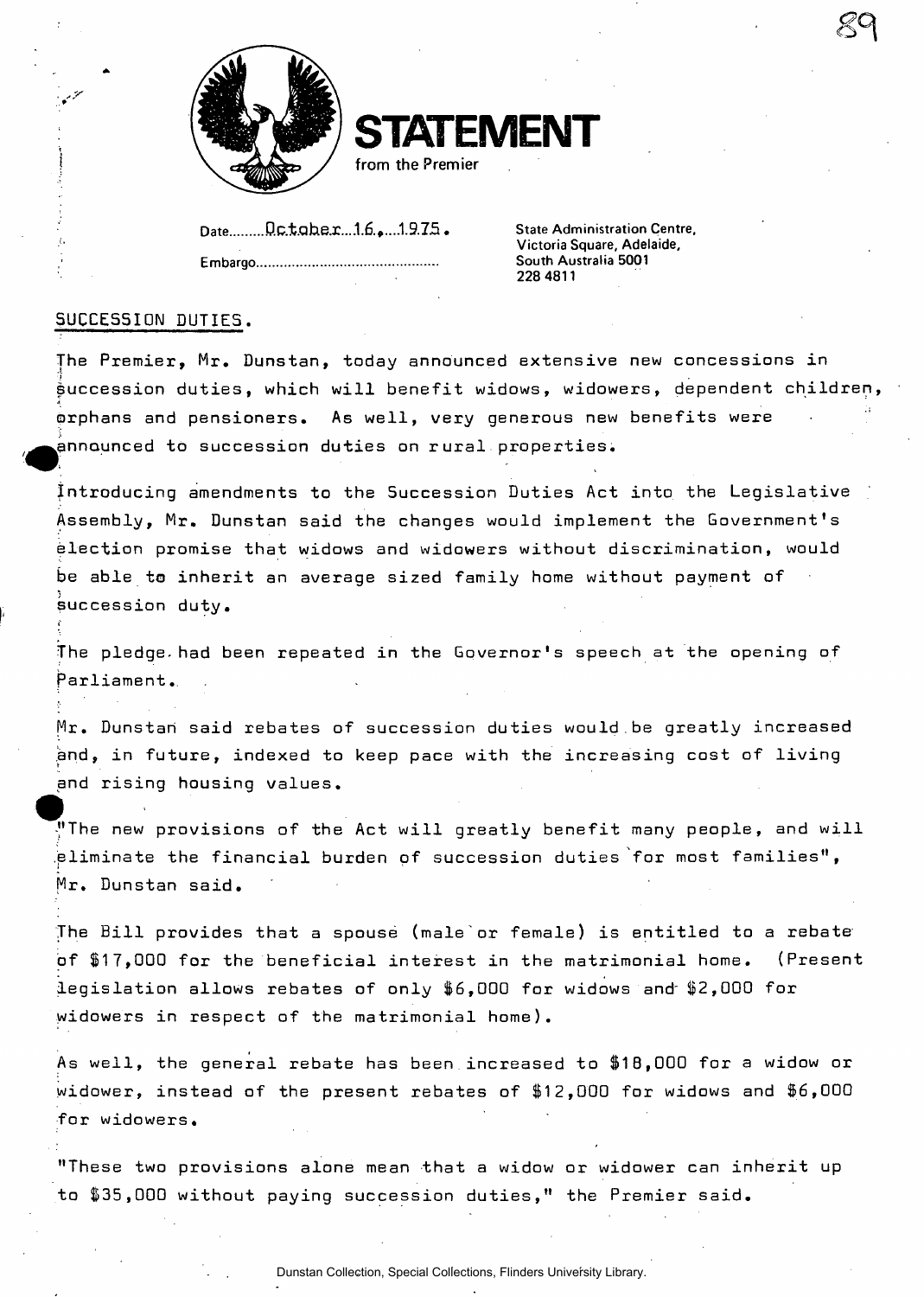# STATEMENT

from the Premier

Date.........October 16, 1975.

Embargo.............................................

State Administration Centre,
Victoria Square, Adelaide,
South Australia 5001
228 4811

## SUCCESSION DUTIES.

The Premier, Mr. Dunstan, today announced extensive new concessions in succession duties, which will benefit widows, widowers, dependent children, orphans and pensioners. As well, very generous new benefits were announced to succession duties on rural properties.

Introducing amendments to the Succession Duties Act into the Legislative Assembly, Mr. Dunstan said the changes would implement the Government's election promise that widows and widowers without discrimination, would be able to inherit an average sized family home without payment of succession duty.

The pledge had been repeated in the Governor's speech at the opening of Parliament.

Mr. Dunstan said rebates of succession duties would be greatly increased and, in future, indexed to keep pace with the increasing cost of living and rising housing values.

"The new provisions of the Act will greatly benefit many people, and will eliminate the financial burden of succession duties for most families", Mr. Dunstan said.

The Bill provides that a spouse (male or female) is entitled to a rebate of $17,000 for the beneficial interest in the matrimonial home. (Present legislation allows rebates of only $6,000 for widows and $2,000 for widowers in respect of the matrimonial home).

As well, the general rebate has been increased to $18,000 for a widow or widower, instead of the present rebates of $12,000 for widows and $6,000 for widowers.

"These two provisions alone mean that a widow or widower can inherit up to $35,000 without paying succession duties," the Premier said.

Dunstan Collection, Special Collections, Flinders University Library.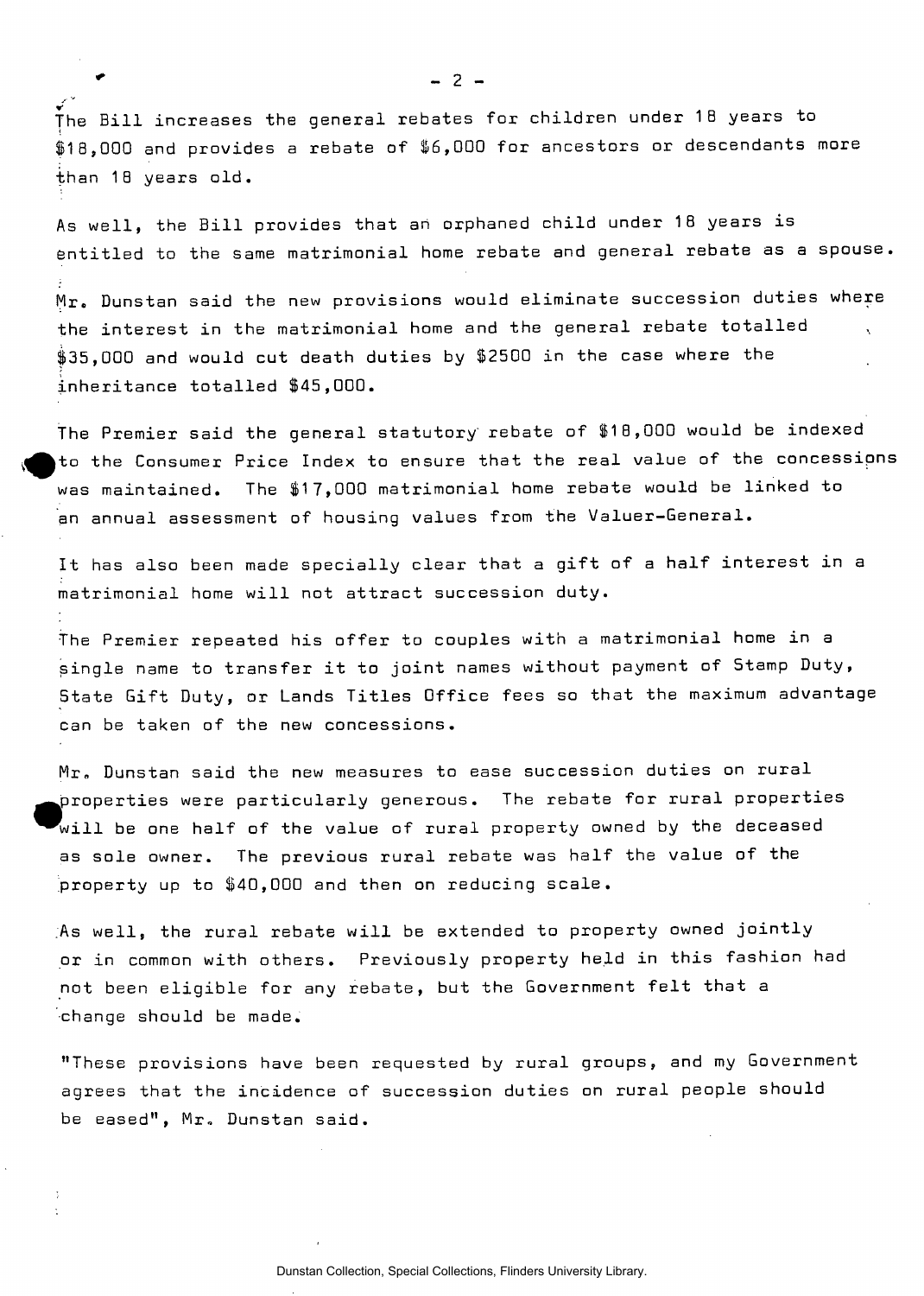The Bill increases the general rebates for children under 18 years to $18,000 and provides a rebate of $6,000 for ancestors or descendants more than 18 years old.

As well, the Bill provides that an orphaned child under 18 years is entitled to the same matrimonial home rebate and general rebate as a spouse.

Mr. Dunstan said the new provisions would eliminate succession duties where the interest in the matrimonial home and the general rebate totalled $35,000 and would cut death duties by $2500 in the case where the inheritance totalled $45,000.

The Premier said the general statutory rebate of $18,000 would be indexed to the Consumer Price Index to ensure that the real value of the concessions was maintained. The $17,000 matrimonial home rebate would be linked to an annual assessment of housing values from the Valuer-General.

It has also been made specially clear that a gift of a half interest in a matrimonial home will not attract succession duty.

The Premier repeated his offer to couples with a matrimonial home in a single name to transfer it to joint names without payment of Stamp Duty, State Gift Duty, or Lands Titles Office fees so that the maximum advantage can be taken of the new concessions.

Mr. Dunstan said the new measures to ease succession duties on rural properties were particularly generous. The rebate for rural properties will be one half of the value of rural property owned by the deceased as sole owner. The previous rural rebate was half the value of the property up to $40,000 and then on reducing scale.

As well, the rural rebate will be extended to property owned jointly or in common with others. Previously property held in this fashion had not been eligible for any rebate, but the Government felt that a change should be made.

"These provisions have been requested by rural groups, and my Government agrees that the incidence of succession duties on rural people should be eased", Mr. Dunstan said.